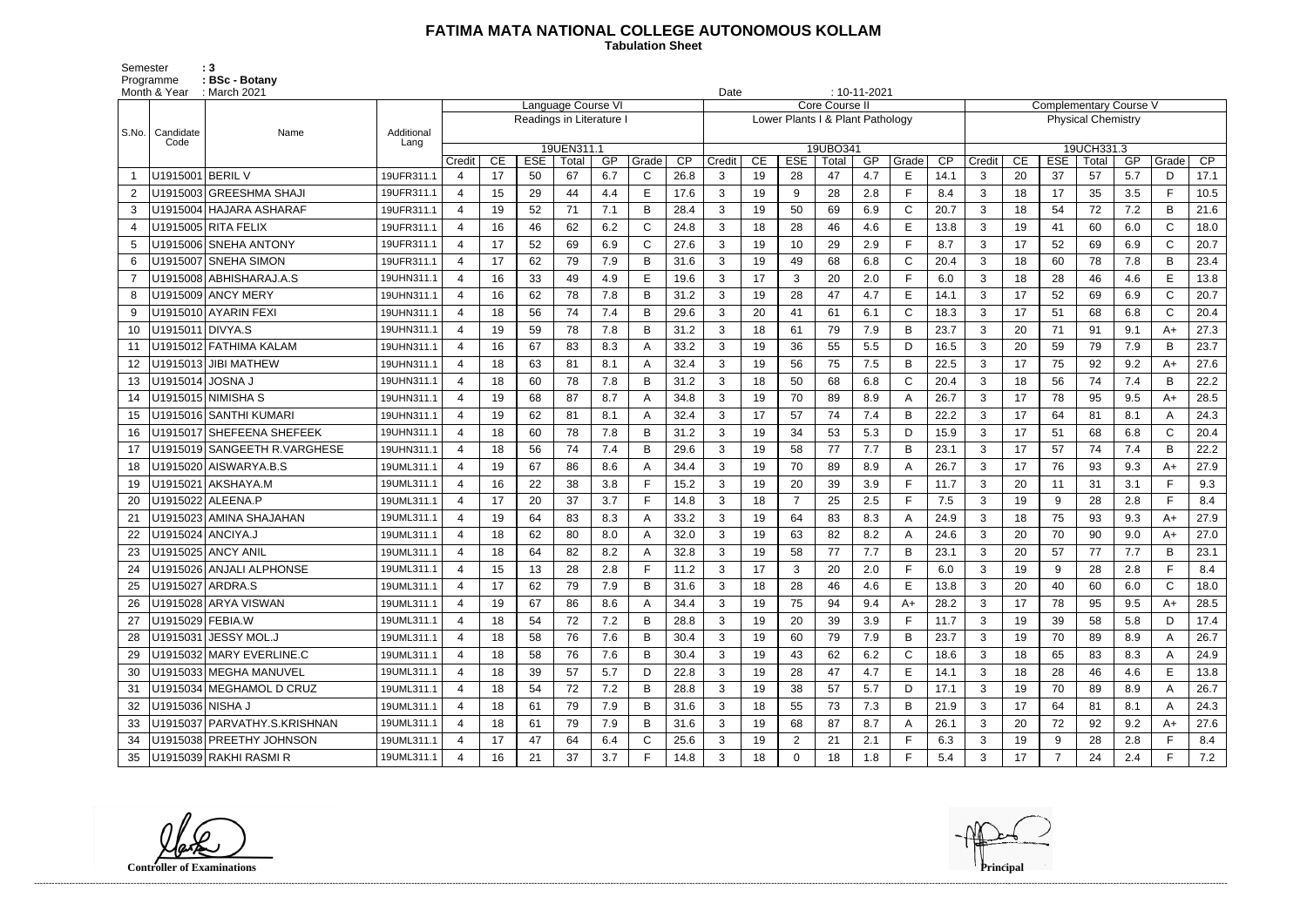# FATIMA MATA NATIONAL COLLEGE AUTONOMOUS KOLLAM

**Tabulation Sheet**

Semester : 3
Programme : BSc - Botany
Month & Year : March 2021 Date : 10-11-2021

| S.No. | Candidate Code | Name | Additional Lang | Language Course VI | | | | | | | Core Course II | | | | | | | Complementary Course V | | | | | | |
|---|---|---|---|---|---|---|---|---|---|---|---|---|---|---|---|---|---|---|---|---|---|---|---|---|
| | | | | Readings in Literature I | | | | | | | Lower Plants I & Plant Pathology | | | | | | | Physical Chemistry | | | | | | |
| | | | | 19UEN311.1 | | | | | | | 19UBO341 | | | | | | | 19UCH331.3 | | | | | | |
| | | | | Credit | CE | ESE | Total | GP | Grade | CP | Credit | CE | ESE | Total | GP | Grade | CP | Credit | CE | ESE | Total | GP | Grade | CP |
| 1 | U1915001 | BERIL V | 19UFR311.1 | 4 | 17 | 50 | 67 | 6.7 | C | 26.8 | 3 | 19 | 28 | 47 | 4.7 | E | 14.1 | 3 | 20 | 37 | 57 | 5.7 | D | 17.1 |
| 2 | U1915003 | GREESHMA SHAJI | 19UFR311.1 | 4 | 15 | 29 | 44 | 4.4 | E | 17.6 | 3 | 19 | 9 | 28 | 2.8 | F | 8.4 | 3 | 18 | 17 | 35 | 3.5 | F | 10.5 |
| 3 | U1915004 | HAJARA ASHARAF | 19UFR311.1 | 4 | 19 | 52 | 71 | 7.1 | B | 28.4 | 3 | 19 | 50 | 69 | 6.9 | C | 20.7 | 3 | 18 | 54 | 72 | 7.2 | B | 21.6 |
| 4 | U1915005 | RITA FELIX | 19UFR311.1 | 4 | 16 | 46 | 62 | 6.2 | C | 24.8 | 3 | 18 | 28 | 46 | 4.6 | E | 13.8 | 3 | 19 | 41 | 60 | 6.0 | C | 18.0 |
| 5 | U1915006 | SNEHA ANTONY | 19UFR311.1 | 4 | 17 | 52 | 69 | 6.9 | C | 27.6 | 3 | 19 | 10 | 29 | 2.9 | F | 8.7 | 3 | 17 | 52 | 69 | 6.9 | C | 20.7 |
| 6 | U1915007 | SNEHA SIMON | 19UFR311.1 | 4 | 17 | 62 | 79 | 7.9 | B | 31.6 | 3 | 19 | 49 | 68 | 6.8 | C | 20.4 | 3 | 18 | 60 | 78 | 7.8 | B | 23.4 |
| 7 | U1915008 | ABHISHARAJ.A.S | 19UHN311.1 | 4 | 16 | 33 | 49 | 4.9 | E | 19.6 | 3 | 17 | 3 | 20 | 2.0 | F | 6.0 | 3 | 18 | 28 | 46 | 4.6 | E | 13.8 |
| 8 | U1915009 | ANCY MERY | 19UHN311.1 | 4 | 16 | 62 | 78 | 7.8 | B | 31.2 | 3 | 19 | 28 | 47 | 4.7 | E | 14.1 | 3 | 17 | 52 | 69 | 6.9 | C | 20.7 |
| 9 | U1915010 | AYARIN FEXI | 19UHN311.1 | 4 | 18 | 56 | 74 | 7.4 | B | 29.6 | 3 | 20 | 41 | 61 | 6.1 | C | 18.3 | 3 | 17 | 51 | 68 | 6.8 | C | 20.4 |
| 10 | U1915011 | DIVYA.S | 19UHN311.1 | 4 | 19 | 59 | 78 | 7.8 | B | 31.2 | 3 | 18 | 61 | 79 | 7.9 | B | 23.7 | 3 | 20 | 71 | 91 | 9.1 | A+ | 27.3 |
| 11 | U1915012 | FATHIMA KALAM | 19UHN311.1 | 4 | 16 | 67 | 83 | 8.3 | A | 33.2 | 3 | 19 | 36 | 55 | 5.5 | D | 16.5 | 3 | 20 | 59 | 79 | 7.9 | B | 23.7 |
| 12 | U1915013 | JIBI MATHEW | 19UHN311.1 | 4 | 18 | 63 | 81 | 8.1 | A | 32.4 | 3 | 19 | 56 | 75 | 7.5 | B | 22.5 | 3 | 17 | 75 | 92 | 9.2 | A+ | 27.6 |
| 13 | U1915014 | JOSNA J | 19UHN311.1 | 4 | 18 | 60 | 78 | 7.8 | B | 31.2 | 3 | 18 | 50 | 68 | 6.8 | C | 20.4 | 3 | 18 | 56 | 74 | 7.4 | B | 22.2 |
| 14 | U1915015 | NIMISHA S | 19UHN311.1 | 4 | 19 | 68 | 87 | 8.7 | A | 34.8 | 3 | 19 | 70 | 89 | 8.9 | A | 26.7 | 3 | 17 | 78 | 95 | 9.5 | A+ | 28.5 |
| 15 | U1915016 | SANTHI KUMARI | 19UHN311.1 | 4 | 19 | 62 | 81 | 8.1 | A | 32.4 | 3 | 17 | 57 | 74 | 7.4 | B | 22.2 | 3 | 17 | 64 | 81 | 8.1 | A | 24.3 |
| 16 | U1915017 | SHEFEENA SHEFEEK | 19UHN311.1 | 4 | 18 | 60 | 78 | 7.8 | B | 31.2 | 3 | 19 | 34 | 53 | 5.3 | D | 15.9 | 3 | 17 | 51 | 68 | 6.8 | C | 20.4 |
| 17 | U1915019 | SANGEETH R.VARGHESE | 19UHN311.1 | 4 | 18 | 56 | 74 | 7.4 | B | 29.6 | 3 | 19 | 58 | 77 | 7.7 | B | 23.1 | 3 | 17 | 57 | 74 | 7.4 | B | 22.2 |
| 18 | U1915020 | AISWARYA.B.S | 19UML311.1 | 4 | 19 | 67 | 86 | 8.6 | A | 34.4 | 3 | 19 | 70 | 89 | 8.9 | A | 26.7 | 3 | 17 | 76 | 93 | 9.3 | A+ | 27.9 |
| 19 | U1915021 | AKSHAYA.M | 19UML311.1 | 4 | 16 | 22 | 38 | 3.8 | F | 15.2 | 3 | 19 | 20 | 39 | 3.9 | F | 11.7 | 3 | 20 | 11 | 31 | 3.1 | F | 9.3 |
| 20 | U1915022 | ALEENA.P | 19UML311.1 | 4 | 17 | 20 | 37 | 3.7 | F | 14.8 | 3 | 18 | 7 | 25 | 2.5 | F | 7.5 | 3 | 19 | 9 | 28 | 2.8 | F | 8.4 |
| 21 | U1915023 | AMINA SHAJAHAN | 19UML311.1 | 4 | 19 | 64 | 83 | 8.3 | A | 33.2 | 3 | 19 | 64 | 83 | 8.3 | A | 24.9 | 3 | 18 | 75 | 93 | 9.3 | A+ | 27.9 |
| 22 | U1915024 | ANCIYA.J | 19UML311.1 | 4 | 18 | 62 | 80 | 8.0 | A | 32.0 | 3 | 19 | 63 | 82 | 8.2 | A | 24.6 | 3 | 20 | 70 | 90 | 9.0 | A+ | 27.0 |
| 23 | U1915025 | ANCY ANIL | 19UML311.1 | 4 | 18 | 64 | 82 | 8.2 | A | 32.8 | 3 | 19 | 58 | 77 | 7.7 | B | 23.1 | 3 | 20 | 57 | 77 | 7.7 | B | 23.1 |
| 24 | U1915026 | ANJALI ALPHONSE | 19UML311.1 | 4 | 15 | 13 | 28 | 2.8 | F | 11.2 | 3 | 17 | 3 | 20 | 2.0 | F | 6.0 | 3 | 19 | 9 | 28 | 2.8 | F | 8.4 |
| 25 | U1915027 | ARDRA.S | 19UML311.1 | 4 | 17 | 62 | 79 | 7.9 | B | 31.6 | 3 | 18 | 28 | 46 | 4.6 | E | 13.8 | 3 | 20 | 40 | 60 | 6.0 | C | 18.0 |
| 26 | U1915028 | ARYA VISWAN | 19UML311.1 | 4 | 19 | 67 | 86 | 8.6 | A | 34.4 | 3 | 19 | 75 | 94 | 9.4 | A+ | 28.2 | 3 | 17 | 78 | 95 | 9.5 | A+ | 28.5 |
| 27 | U1915029 | FEBIA.W | 19UML311.1 | 4 | 18 | 54 | 72 | 7.2 | B | 28.8 | 3 | 19 | 20 | 39 | 3.9 | F | 11.7 | 3 | 19 | 39 | 58 | 5.8 | D | 17.4 |
| 28 | U1915031 | JESSY MOL.J | 19UML311.1 | 4 | 18 | 58 | 76 | 7.6 | B | 30.4 | 3 | 19 | 60 | 79 | 7.9 | B | 23.7 | 3 | 19 | 70 | 89 | 8.9 | A | 26.7 |
| 29 | U1915032 | MARY EVERLINE.C | 19UML311.1 | 4 | 18 | 58 | 76 | 7.6 | B | 30.4 | 3 | 19 | 43 | 62 | 6.2 | C | 18.6 | 3 | 18 | 65 | 83 | 8.3 | A | 24.9 |
| 30 | U1915033 | MEGHA MANUVEL | 19UML311.1 | 4 | 18 | 39 | 57 | 5.7 | D | 22.8 | 3 | 19 | 28 | 47 | 4.7 | E | 14.1 | 3 | 18 | 28 | 46 | 4.6 | E | 13.8 |
| 31 | U1915034 | MEGHAMOL D CRUZ | 19UML311.1 | 4 | 18 | 54 | 72 | 7.2 | B | 28.8 | 3 | 19 | 38 | 57 | 5.7 | D | 17.1 | 3 | 19 | 70 | 89 | 8.9 | A | 26.7 |
| 32 | U1915036 | NISHA J | 19UML311.1 | 4 | 18 | 61 | 79 | 7.9 | B | 31.6 | 3 | 18 | 55 | 73 | 7.3 | B | 21.9 | 3 | 17 | 64 | 81 | 8.1 | A | 24.3 |
| 33 | U1915037 | PARVATHY.S.KRISHNAN | 19UML311.1 | 4 | 18 | 61 | 79 | 7.9 | B | 31.6 | 3 | 19 | 68 | 87 | 8.7 | A | 26.1 | 3 | 20 | 72 | 92 | 9.2 | A+ | 27.6 |
| 34 | U1915038 | PREETHY JOHNSON | 19UML311.1 | 4 | 17 | 47 | 64 | 6.4 | C | 25.6 | 3 | 19 | 2 | 21 | 2.1 | F | 6.3 | 3 | 19 | 9 | 28 | 2.8 | F | 8.4 |
| 35 | U1915039 | RAKHI RASMI R | 19UML311.1 | 4 | 16 | 21 | 37 | 3.7 | F | 14.8 | 3 | 18 | 0 | 18 | 1.8 | F | 5.4 | 3 | 17 | 7 | 24 | 2.4 | F | 7.2 |

**Controller of Examinations** **Principal**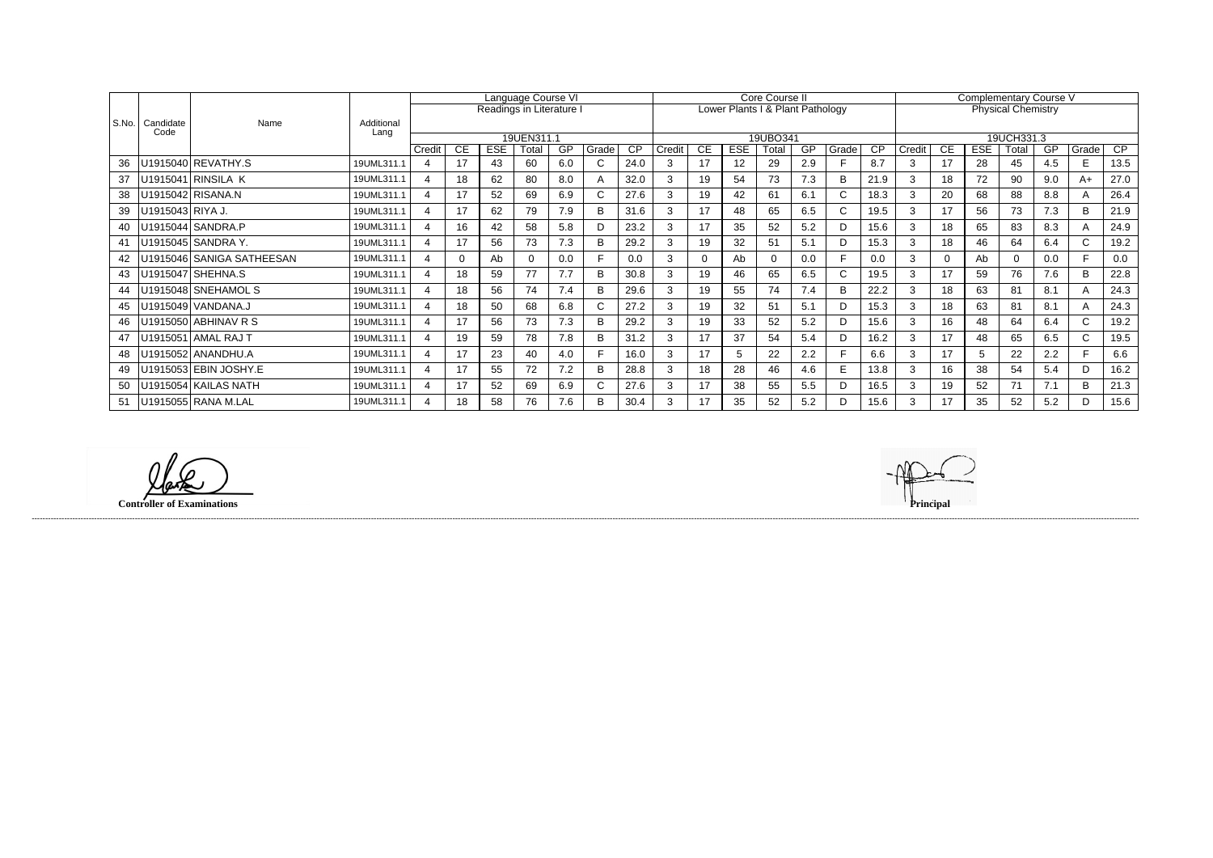| S.No. | Candidate Code | Name | Additional Lang | Language Course VI | | | | | | | Core Course II | | | | | | | Complementary Course V | | | | | | |
|---|---|---|---|---|---|---|---|---|---|---|---|---|---|---|---|---|---|---|---|---|---|---|---|---|
| | | | | Readings in Literature I | | | | | | | Lower Plants I & Plant Pathology | | | | | | | Physical Chemistry | | | | | | |
| | | | | 19UEN311.1 | | | | | | | 19UBO341 | | | | | | | 19UCH331.3 | | | | | | |
| | | | | Credit | CE | ESE | Total | GP | Grade | CP | Credit | CE | ESE | Total | GP | Grade | CP | Credit | CE | ESE | Total | GP | Grade | CP |
| 36 | U1915040 | REVATHY.S | 19UML311.1 | 4 | 17 | 43 | 60 | 6.0 | C | 24.0 | 3 | 17 | 12 | 29 | 2.9 | F | 8.7 | 3 | 17 | 28 | 45 | 4.5 | E | 13.5 |
| 37 | U1915041 | RINSILA K | 19UML311.1 | 4 | 18 | 62 | 80 | 8.0 | A | 32.0 | 3 | 19 | 54 | 73 | 7.3 | B | 21.9 | 3 | 18 | 72 | 90 | 9.0 | A+ | 27.0 |
| 38 | U1915042 | RISANA.N | 19UML311.1 | 4 | 17 | 52 | 69 | 6.9 | C | 27.6 | 3 | 19 | 42 | 61 | 6.1 | C | 18.3 | 3 | 20 | 68 | 88 | 8.8 | A | 26.4 |
| 39 | U1915043 | RIYA J. | 19UML311.1 | 4 | 17 | 62 | 79 | 7.9 | B | 31.6 | 3 | 17 | 48 | 65 | 6.5 | C | 19.5 | 3 | 17 | 56 | 73 | 7.3 | B | 21.9 |
| 40 | U1915044 | SANDRA.P | 19UML311.1 | 4 | 16 | 42 | 58 | 5.8 | D | 23.2 | 3 | 17 | 35 | 52 | 5.2 | D | 15.6 | 3 | 18 | 65 | 83 | 8.3 | A | 24.9 |
| 41 | U1915045 | SANDRA Y. | 19UML311.1 | 4 | 17 | 56 | 73 | 7.3 | B | 29.2 | 3 | 19 | 32 | 51 | 5.1 | D | 15.3 | 3 | 18 | 46 | 64 | 6.4 | C | 19.2 |
| 42 | U1915046 | SANIGA SATHEESAN | 19UML311.1 | 4 | 0 | Ab | 0 | 0.0 | F | 0.0 | 3 | 0 | Ab | 0 | 0.0 | F | 0.0 | 3 | 0 | Ab | 0 | 0.0 | F | 0.0 |
| 43 | U1915047 | SHEHNA.S | 19UML311.1 | 4 | 18 | 59 | 77 | 7.7 | B | 30.8 | 3 | 19 | 46 | 65 | 6.5 | C | 19.5 | 3 | 17 | 59 | 76 | 7.6 | B | 22.8 |
| 44 | U1915048 | SNEHAMOL S | 19UML311.1 | 4 | 18 | 56 | 74 | 7.4 | B | 29.6 | 3 | 19 | 55 | 74 | 7.4 | B | 22.2 | 3 | 18 | 63 | 81 | 8.1 | A | 24.3 |
| 45 | U1915049 | VANDANA.J | 19UML311.1 | 4 | 18 | 50 | 68 | 6.8 | C | 27.2 | 3 | 19 | 32 | 51 | 5.1 | D | 15.3 | 3 | 18 | 63 | 81 | 8.1 | A | 24.3 |
| 46 | U1915050 | ABHINAV R S | 19UML311.1 | 4 | 17 | 56 | 73 | 7.3 | B | 29.2 | 3 | 19 | 33 | 52 | 5.2 | D | 15.6 | 3 | 16 | 48 | 64 | 6.4 | C | 19.2 |
| 47 | U1915051 | AMAL RAJ T | 19UML311.1 | 4 | 19 | 59 | 78 | 7.8 | B | 31.2 | 3 | 17 | 37 | 54 | 5.4 | D | 16.2 | 3 | 17 | 48 | 65 | 6.5 | C | 19.5 |
| 48 | U1915052 | ANANDHU.A | 19UML311.1 | 4 | 17 | 23 | 40 | 4.0 | F | 16.0 | 3 | 17 | 5 | 22 | 2.2 | F | 6.6 | 3 | 17 | 5 | 22 | 2.2 | F | 6.6 |
| 49 | U1915053 | EBIN JOSHY.E | 19UML311.1 | 4 | 17 | 55 | 72 | 7.2 | B | 28.8 | 3 | 18 | 28 | 46 | 4.6 | E | 13.8 | 3 | 16 | 38 | 54 | 5.4 | D | 16.2 |
| 50 | U1915054 | KAILAS NATH | 19UML311.1 | 4 | 17 | 52 | 69 | 6.9 | C | 27.6 | 3 | 17 | 38 | 55 | 5.5 | D | 16.5 | 3 | 19 | 52 | 71 | 7.1 | B | 21.3 |
| 51 | U1915055 | RANA M.LAL | 19UML311.1 | 4 | 18 | 58 | 76 | 7.6 | B | 30.4 | 3 | 17 | 35 | 52 | 5.2 | D | 15.6 | 3 | 17 | 35 | 52 | 5.2 | D | 15.6 |

**Controller of Examinations**

**Principal**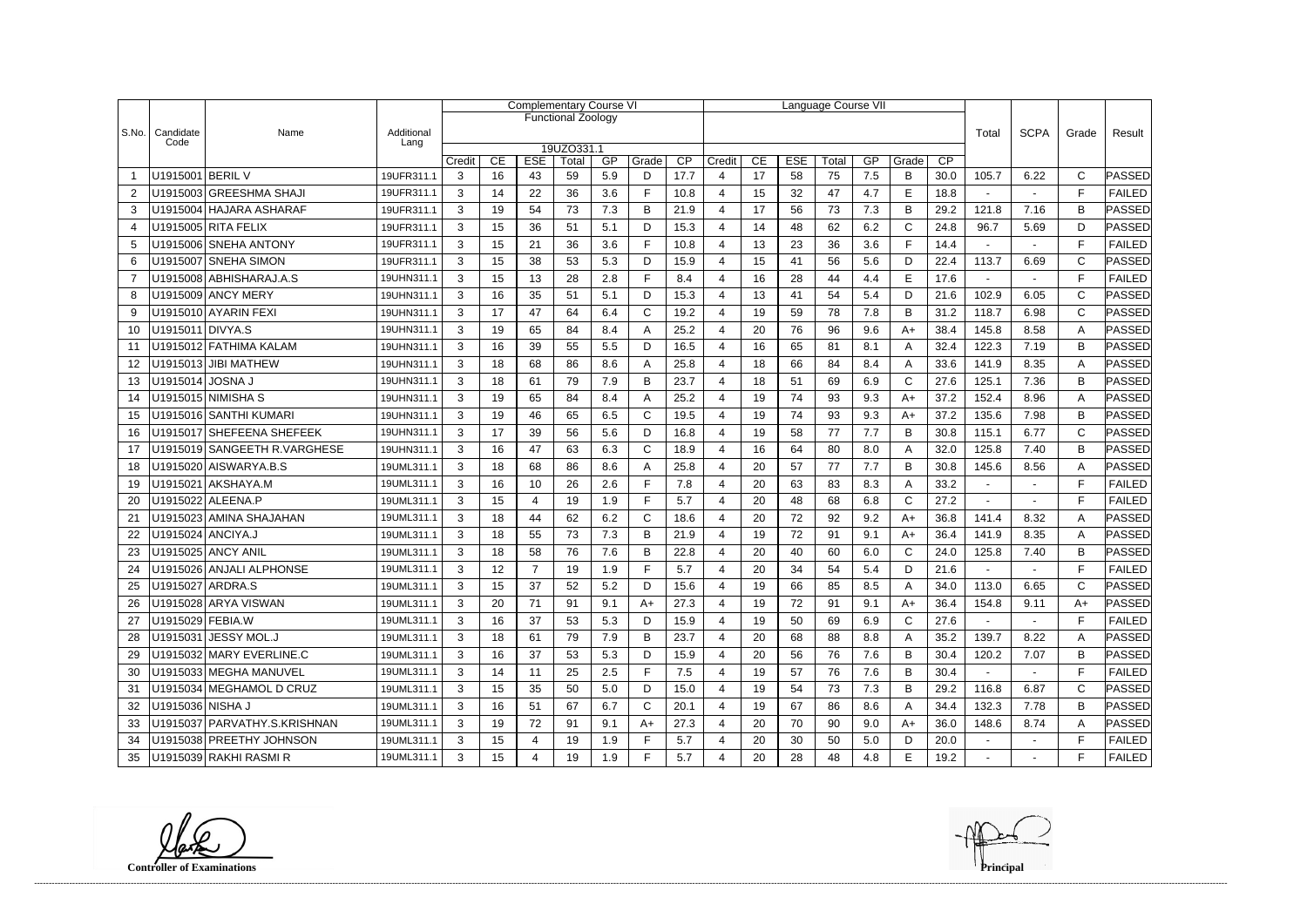| S.No. | Candidate Code | Name | Additional Lang | Complementary Course VI Functional Zoology 19UZO331.1 | | | | | | | Language Course VII | | | | | | | | Total | SCPA | Grade | Result |
|---|---|---|---|---|---|---|---|---|---|---|---|---|---|---|---|---|---|---|---|---|---|---|
| | | | | Credit | CE | ESE | Total | GP | Grade | CP | Credit | CE | ESE | Total | GP | Grade | CP | | | | | |
| 1 | U1915001 | BERIL V | 19UFR311.1 | 3 | 16 | 43 | 59 | 5.9 | D | 17.7 | 4 | 17 | 58 | 75 | 7.5 | B | 30.0 | | 105.7 | 6.22 | C | PASSED |
| 2 | U1915003 | GREESHMA SHAJI | 19UFR311.1 | 3 | 14 | 22 | 36 | 3.6 | F | 10.8 | 4 | 15 | 32 | 47 | 4.7 | E | 18.8 | | - | - | F | FAILED |
| 3 | U1915004 | HAJARA ASHARAF | 19UFR311.1 | 3 | 19 | 54 | 73 | 7.3 | B | 21.9 | 4 | 17 | 56 | 73 | 7.3 | B | 29.2 | | 121.8 | 7.16 | B | PASSED |
| 4 | U1915005 | RITA FELIX | 19UFR311.1 | 3 | 15 | 36 | 51 | 5.1 | D | 15.3 | 4 | 14 | 48 | 62 | 6.2 | C | 24.8 | | 96.7 | 5.69 | D | PASSED |
| 5 | U1915006 | SNEHA ANTONY | 19UFR311.1 | 3 | 15 | 21 | 36 | 3.6 | F | 10.8 | 4 | 13 | 23 | 36 | 3.6 | F | 14.4 | | - | - | F | FAILED |
| 6 | U1915007 | SNEHA SIMON | 19UFR311.1 | 3 | 15 | 38 | 53 | 5.3 | D | 15.9 | 4 | 15 | 41 | 56 | 5.6 | D | 22.4 | | 113.7 | 6.69 | C | PASSED |
| 7 | U1915008 | ABHISHARAJ.A.S | 19UHN311.1 | 3 | 15 | 13 | 28 | 2.8 | F | 8.4 | 4 | 16 | 28 | 44 | 4.4 | E | 17.6 | | - | - | F | FAILED |
| 8 | U1915009 | ANCY MERY | 19UHN311.1 | 3 | 16 | 35 | 51 | 5.1 | D | 15.3 | 4 | 13 | 41 | 54 | 5.4 | D | 21.6 | | 102.9 | 6.05 | C | PASSED |
| 9 | U1915010 | AYARIN FEXI | 19UHN311.1 | 3 | 17 | 47 | 64 | 6.4 | C | 19.2 | 4 | 19 | 59 | 78 | 7.8 | B | 31.2 | | 118.7 | 6.98 | C | PASSED |
| 10 | U1915011 | DIVYA.S | 19UHN311.1 | 3 | 19 | 65 | 84 | 8.4 | A | 25.2 | 4 | 20 | 76 | 96 | 9.6 | A+ | 38.4 | | 145.8 | 8.58 | A | PASSED |
| 11 | U1915012 | FATHIMA KALAM | 19UHN311.1 | 3 | 16 | 39 | 55 | 5.5 | D | 16.5 | 4 | 16 | 65 | 81 | 8.1 | A | 32.4 | | 122.3 | 7.19 | B | PASSED |
| 12 | U1915013 | JIBI MATHEW | 19UHN311.1 | 3 | 18 | 68 | 86 | 8.6 | A | 25.8 | 4 | 18 | 66 | 84 | 8.4 | A | 33.6 | | 141.9 | 8.35 | A | PASSED |
| 13 | U1915014 | JOSNA J | 19UHN311.1 | 3 | 18 | 61 | 79 | 7.9 | B | 23.7 | 4 | 18 | 51 | 69 | 6.9 | C | 27.6 | | 125.1 | 7.36 | B | PASSED |
| 14 | U1915015 | NIMISHA S | 19UHN311.1 | 3 | 19 | 65 | 84 | 8.4 | A | 25.2 | 4 | 19 | 74 | 93 | 9.3 | A+ | 37.2 | | 152.4 | 8.96 | A | PASSED |
| 15 | U1915016 | SANTHI KUMARI | 19UHN311.1 | 3 | 19 | 46 | 65 | 6.5 | C | 19.5 | 4 | 19 | 74 | 93 | 9.3 | A+ | 37.2 | | 135.6 | 7.98 | B | PASSED |
| 16 | U1915017 | SHEFEENA SHEFEEK | 19UHN311.1 | 3 | 17 | 39 | 56 | 5.6 | D | 16.8 | 4 | 19 | 58 | 77 | 7.7 | B | 30.8 | | 115.1 | 6.77 | C | PASSED |
| 17 | U1915019 | SANGEETH R.VARGHESE | 19UHN311.1 | 3 | 16 | 47 | 63 | 6.3 | C | 18.9 | 4 | 16 | 64 | 80 | 8.0 | A | 32.0 | | 125.8 | 7.40 | B | PASSED |
| 18 | U1915020 | AISWARYA.B.S | 19UML311.1 | 3 | 18 | 68 | 86 | 8.6 | A | 25.8 | 4 | 20 | 57 | 77 | 7.7 | B | 30.8 | | 145.6 | 8.56 | A | PASSED |
| 19 | U1915021 | AKSHAYA.M | 19UML311.1 | 3 | 16 | 10 | 26 | 2.6 | F | 7.8 | 4 | 20 | 63 | 83 | 8.3 | A | 33.2 | | - | - | F | FAILED |
| 20 | U1915022 | ALEENA.P | 19UML311.1 | 3 | 15 | 4 | 19 | 1.9 | F | 5.7 | 4 | 20 | 48 | 68 | 6.8 | C | 27.2 | | - | - | F | FAILED |
| 21 | U1915023 | AMINA SHAJAHAN | 19UML311.1 | 3 | 18 | 44 | 62 | 6.2 | C | 18.6 | 4 | 20 | 72 | 92 | 9.2 | A+ | 36.8 | | 141.4 | 8.32 | A | PASSED |
| 22 | U1915024 | ANCIYA.J | 19UML311.1 | 3 | 18 | 55 | 73 | 7.3 | B | 21.9 | 4 | 19 | 72 | 91 | 9.1 | A+ | 36.4 | | 141.9 | 8.35 | A | PASSED |
| 23 | U1915025 | ANCY ANIL | 19UML311.1 | 3 | 18 | 58 | 76 | 7.6 | B | 22.8 | 4 | 20 | 40 | 60 | 6.0 | C | 24.0 | | 125.8 | 7.40 | B | PASSED |
| 24 | U1915026 | ANJALI ALPHONSE | 19UML311.1 | 3 | 12 | 7 | 19 | 1.9 | F | 5.7 | 4 | 20 | 34 | 54 | 5.4 | D | 21.6 | | - | - | F | FAILED |
| 25 | U1915027 | ARDRA.S | 19UML311.1 | 3 | 15 | 37 | 52 | 5.2 | D | 15.6 | 4 | 19 | 66 | 85 | 8.5 | A | 34.0 | | 113.0 | 6.65 | C | PASSED |
| 26 | U1915028 | ARYA VISWAN | 19UML311.1 | 3 | 20 | 71 | 91 | 9.1 | A+ | 27.3 | 4 | 19 | 72 | 91 | 9.1 | A+ | 36.4 | | 154.8 | 9.11 | A+ | PASSED |
| 27 | U1915029 | FEBIA.W | 19UML311.1 | 3 | 16 | 37 | 53 | 5.3 | D | 15.9 | 4 | 19 | 50 | 69 | 6.9 | C | 27.6 | | - | - | F | FAILED |
| 28 | U1915031 | JESSY MOL.J | 19UML311.1 | 3 | 18 | 61 | 79 | 7.9 | B | 23.7 | 4 | 20 | 68 | 88 | 8.8 | A | 35.2 | | 139.7 | 8.22 | A | PASSED |
| 29 | U1915032 | MARY EVERLINE.C | 19UML311.1 | 3 | 16 | 37 | 53 | 5.3 | D | 15.9 | 4 | 20 | 56 | 76 | 7.6 | B | 30.4 | | 120.2 | 7.07 | B | PASSED |
| 30 | U1915033 | MEGHA MANUVEL | 19UML311.1 | 3 | 14 | 11 | 25 | 2.5 | F | 7.5 | 4 | 19 | 57 | 76 | 7.6 | B | 30.4 | | - | - | F | FAILED |
| 31 | U1915034 | MEGHAMOL D CRUZ | 19UML311.1 | 3 | 15 | 35 | 50 | 5.0 | D | 15.0 | 4 | 19 | 54 | 73 | 7.3 | B | 29.2 | | 116.8 | 6.87 | C | PASSED |
| 32 | U1915036 | NISHA J | 19UML311.1 | 3 | 16 | 51 | 67 | 6.7 | C | 20.1 | 4 | 19 | 67 | 86 | 8.6 | A | 34.4 | | 132.3 | 7.78 | B | PASSED |
| 33 | U1915037 | PARVATHY.S.KRISHNAN | 19UML311.1 | 3 | 19 | 72 | 91 | 9.1 | A+ | 27.3 | 4 | 20 | 70 | 90 | 9.0 | A+ | 36.0 | | 148.6 | 8.74 | A | PASSED |
| 34 | U1915038 | PREETHY JOHNSON | 19UML311.1 | 3 | 15 | 4 | 19 | 1.9 | F | 5.7 | 4 | 20 | 30 | 50 | 5.0 | D | 20.0 | | - | - | F | FAILED |
| 35 | U1915039 | RAKHI RASMI R | 19UML311.1 | 3 | 15 | 4 | 19 | 1.9 | F | 5.7 | 4 | 20 | 28 | 48 | 4.8 | E | 19.2 | | - | - | F | FAILED |

**Controller of Examinations** **Principal**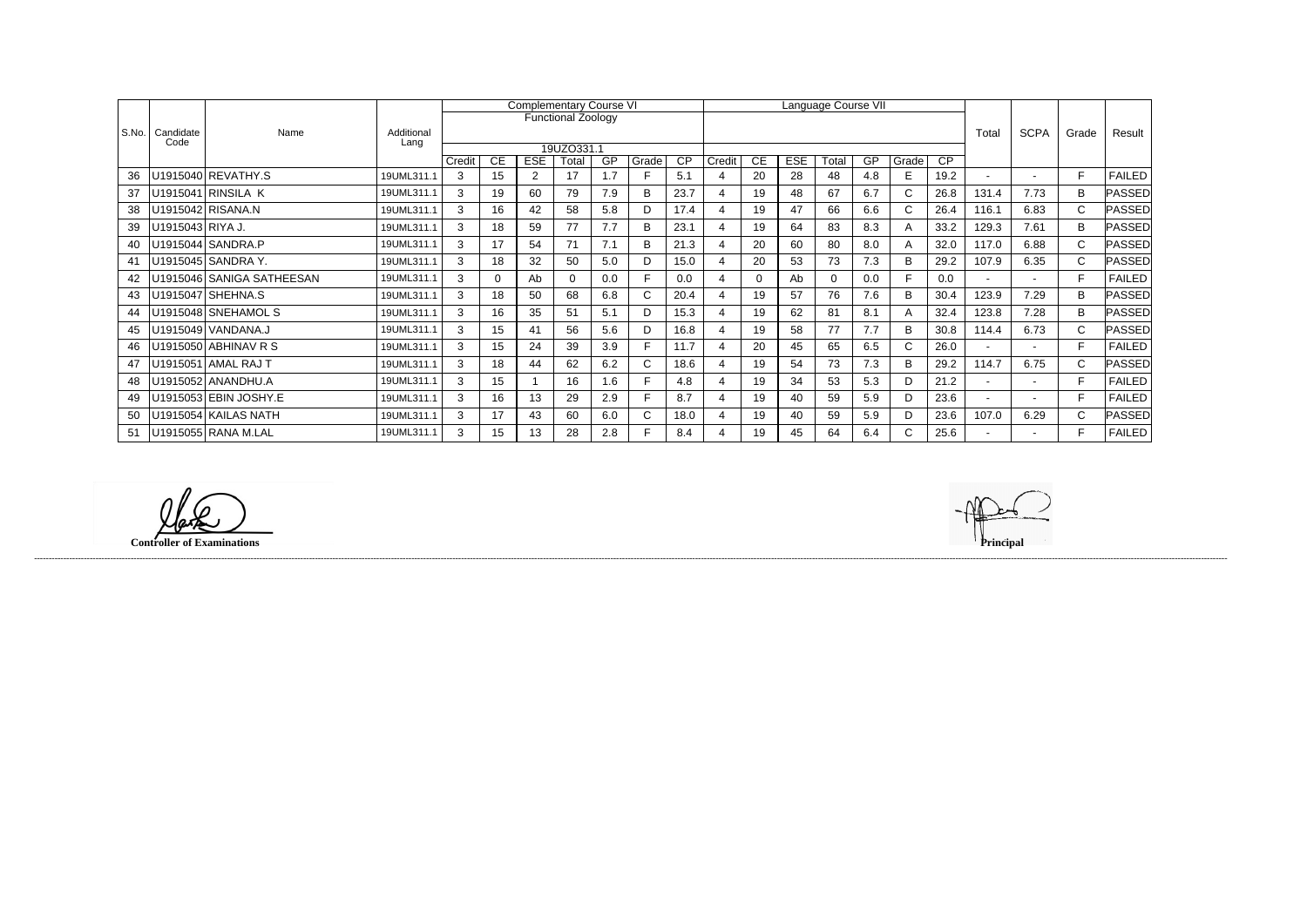| S.No. | Candidate Code | Name | Additional Lang | Complementary Course VI Functional Zoology 19UZO331.1 | | | | | | | Language Course VII | | | | | | | Total | SCPA | Grade | Result |
|---|---|---|---|---|---|---|---|---|---|---|---|---|---|---|---|---|---|---|---|---|---|
| | | | | Credit | CE | ESE | Total | GP | Grade | CP | Credit | CE | ESE | Total | GP | Grade | CP | | | | |
| 36 | U1915040 | REVATHY.S | 19UML311.1 | 3 | 15 | 2 | 17 | 1.7 | F | 5.1 | 4 | 20 | 28 | 48 | 4.8 | E | 19.2 | - | - | F | FAILED |
| 37 | U1915041 | RINSILA K | 19UML311.1 | 3 | 19 | 60 | 79 | 7.9 | B | 23.7 | 4 | 19 | 48 | 67 | 6.7 | C | 26.8 | 131.4 | 7.73 | B | PASSED |
| 38 | U1915042 | RISANA.N | 19UML311.1 | 3 | 16 | 42 | 58 | 5.8 | D | 17.4 | 4 | 19 | 47 | 66 | 6.6 | C | 26.4 | 116.1 | 6.83 | C | PASSED |
| 39 | U1915043 | RIYA J. | 19UML311.1 | 3 | 18 | 59 | 77 | 7.7 | B | 23.1 | 4 | 19 | 64 | 83 | 8.3 | A | 33.2 | 129.3 | 7.61 | B | PASSED |
| 40 | U1915044 | SANDRA.P | 19UML311.1 | 3 | 17 | 54 | 71 | 7.1 | B | 21.3 | 4 | 20 | 60 | 80 | 8.0 | A | 32.0 | 117.0 | 6.88 | C | PASSED |
| 41 | U1915045 | SANDRA Y. | 19UML311.1 | 3 | 18 | 32 | 50 | 5.0 | D | 15.0 | 4 | 20 | 53 | 73 | 7.3 | B | 29.2 | 107.9 | 6.35 | C | PASSED |
| 42 | U1915046 | SANIGA SATHEESAN | 19UML311.1 | 3 | 0 | Ab | 0 | 0.0 | F | 0.0 | 4 | 0 | Ab | 0 | 0.0 | F | 0.0 | - | - | F | FAILED |
| 43 | U1915047 | SHEHNA.S | 19UML311.1 | 3 | 18 | 50 | 68 | 6.8 | C | 20.4 | 4 | 19 | 57 | 76 | 7.6 | B | 30.4 | 123.9 | 7.29 | B | PASSED |
| 44 | U1915048 | SNEHAMOL S | 19UML311.1 | 3 | 16 | 35 | 51 | 5.1 | D | 15.3 | 4 | 19 | 62 | 81 | 8.1 | A | 32.4 | 123.8 | 7.28 | B | PASSED |
| 45 | U1915049 | VANDANA.J | 19UML311.1 | 3 | 15 | 41 | 56 | 5.6 | D | 16.8 | 4 | 19 | 58 | 77 | 7.7 | B | 30.8 | 114.4 | 6.73 | C | PASSED |
| 46 | U1915050 | ABHINAV R S | 19UML311.1 | 3 | 15 | 24 | 39 | 3.9 | F | 11.7 | 4 | 20 | 45 | 65 | 6.5 | C | 26.0 | - | - | F | FAILED |
| 47 | U1915051 | AMAL RAJ T | 19UML311.1 | 3 | 18 | 44 | 62 | 6.2 | C | 18.6 | 4 | 19 | 54 | 73 | 7.3 | B | 29.2 | 114.7 | 6.75 | C | PASSED |
| 48 | U1915052 | ANANDHU.A | 19UML311.1 | 3 | 15 | 1 | 16 | 1.6 | F | 4.8 | 4 | 19 | 34 | 53 | 5.3 | D | 21.2 | - | - | F | FAILED |
| 49 | U1915053 | EBIN JOSHY.E | 19UML311.1 | 3 | 16 | 13 | 29 | 2.9 | F | 8.7 | 4 | 19 | 40 | 59 | 5.9 | D | 23.6 | - | - | F | FAILED |
| 50 | U1915054 | KAILAS NATH | 19UML311.1 | 3 | 17 | 43 | 60 | 6.0 | C | 18.0 | 4 | 19 | 40 | 59 | 5.9 | D | 23.6 | 107.0 | 6.29 | C | PASSED |
| 51 | U1915055 | RANA M.LAL | 19UML311.1 | 3 | 15 | 13 | 28 | 2.8 | F | 8.4 | 4 | 19 | 45 | 64 | 6.4 | C | 25.6 | - | - | F | FAILED |

**Controller of Examinations**

**Principal**